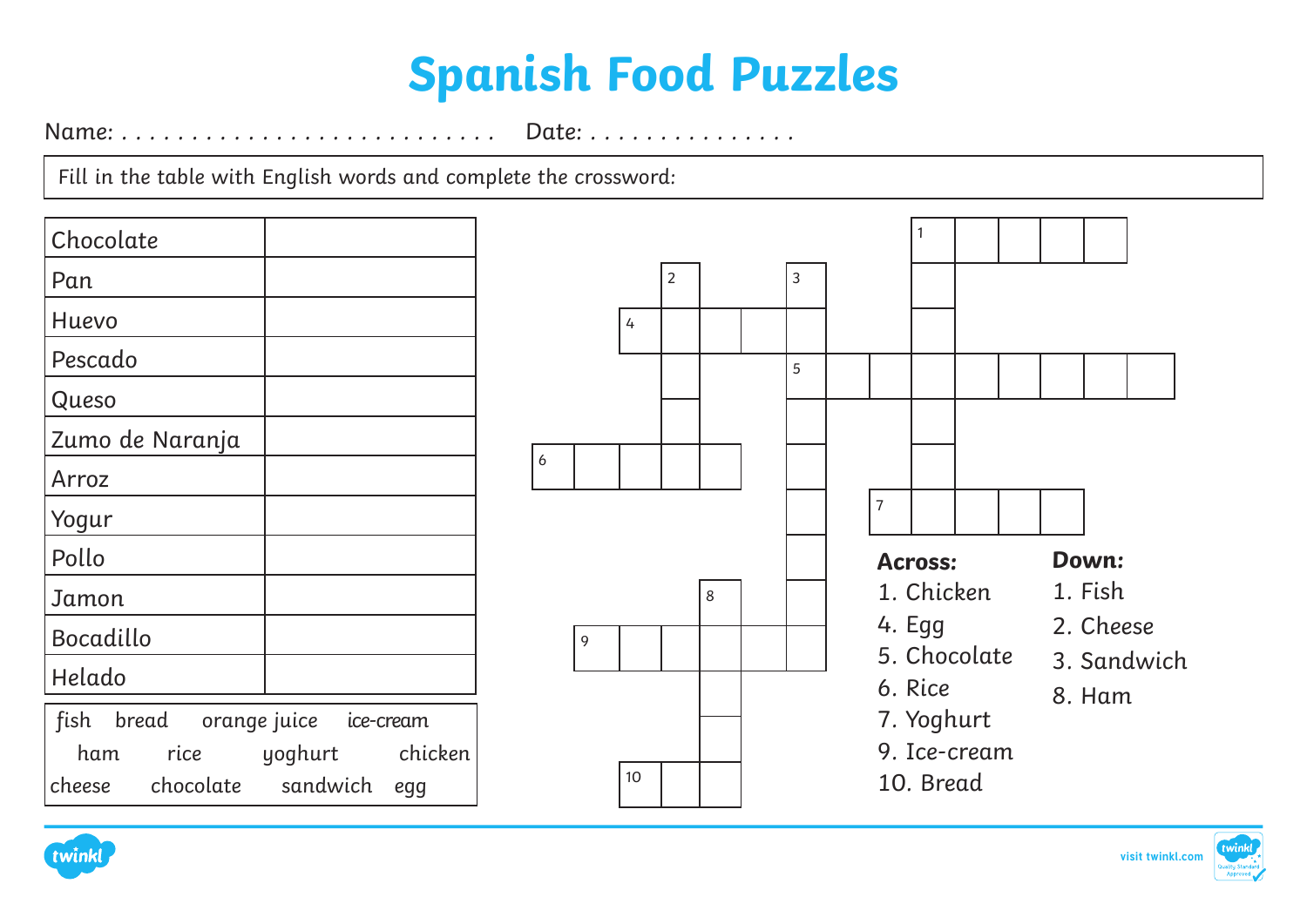# Spanish Food Puzzles

Name: . . . . . . . . . . . . . . . . . . . . . . . . . .  Date: . . . . . . . . . . . . . . .

Fill in the table with English words and complete the crossword:

| Chocolate | |
|---|---|
| Pan | |
| Huevo | |
| Pescado | |
| Queso | |
| Zumo de Naranja | |
| Arroz | |
| Yogur | |
| Pollo | |
| Jamon | |
| Bocadillo | |
| Helado | |

fish  bread  orange juice  ice-cream
ham  rice  yoghurt  chicken
cheese  chocolate  sandwich  egg

**Across:**

1. Chicken
4. Egg
5. Chocolate
6. Rice
7. Yoghurt
9. Ice-cream
10. Bread

**Down:**

1. Fish
2. Cheese
3. Sandwich
8. Ham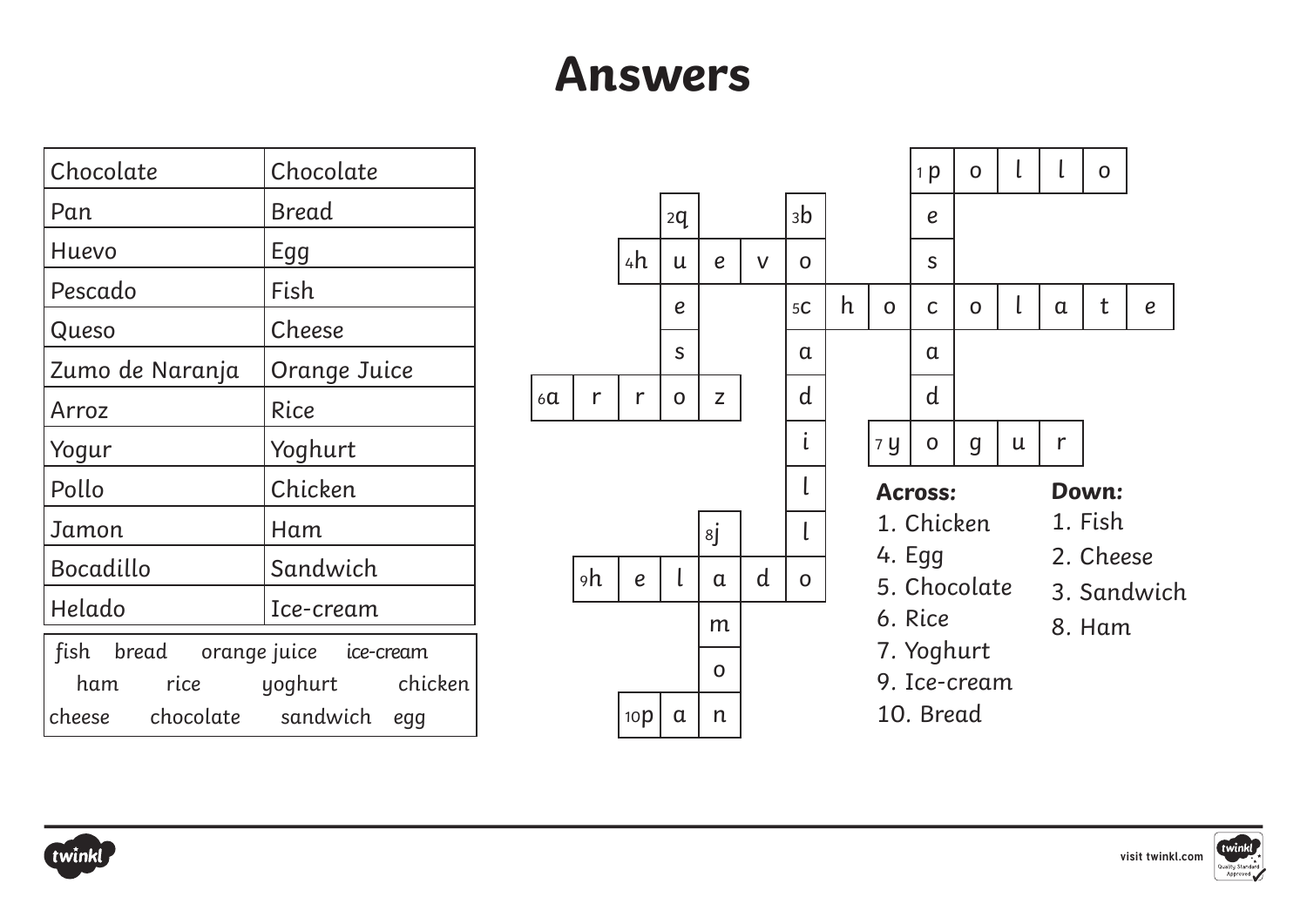# Answers

| | |
|---|---|
| Chocolate | Chocolate |
| Pan | Bread |
| Huevo | Egg |
| Pescado | Fish |
| Queso | Cheese |
| Zumo de Naranja | Orange Juice |
| Arroz | Rice |
| Yogur | Yoghurt |
| Pollo | Chicken |
| Jamon | Ham |
| Bocadillo | Sandwich |
| Helado | Ice-cream |

fish bread orange juice ice-cream ham rice yoghurt chicken cheese chocolate sandwich egg

1 pollo
2 queso
3 bocadillo
4 huevo
5 chocolate
1 pescado
6 arroz
7 yogur
8 jamon
9 helado
10 pan

**Across:**
1. Chicken
4. Egg
5. Chocolate
6. Rice
7. Yoghurt
9. Ice-cream
10. Bread

**Down:**
1. Fish
2. Cheese
3. Sandwich
8. Ham